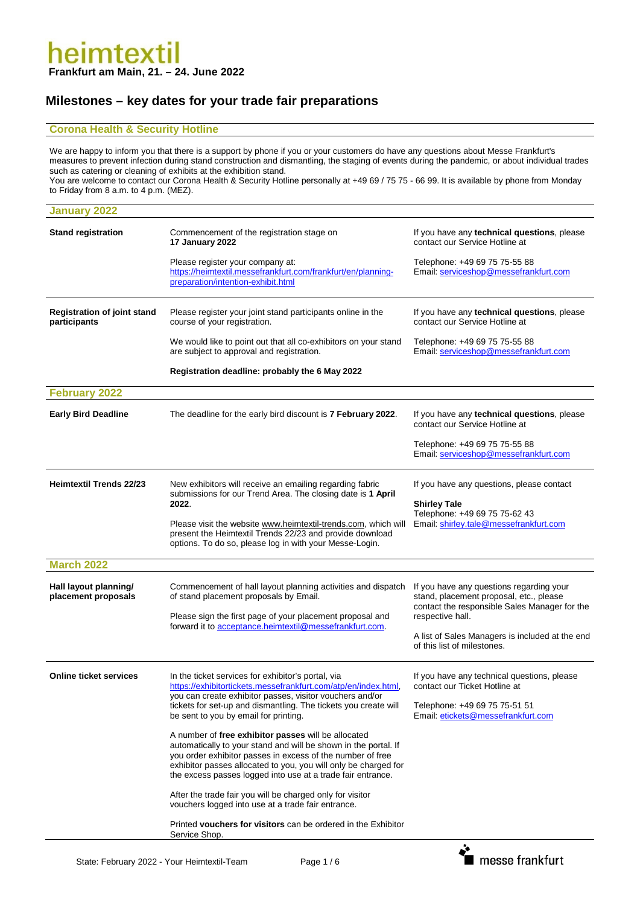# heimtextil

**Frankfurt am Main, 21. – 24. June 2022**

## Milestones – key dates for your trade fair preparations

### Corona Health & Security Hotline

We are happy to inform you that there is a support by phone if you or your customers do have any questions about Messe Frankfurt's measures to prevent infection during stand construction and dismantling, the staging of events during the pandemic, or about individual trades such as catering or cleaning of exhibits at the exhibition stand.
You are welcome to contact our Corona Health & Security Hotline personally at +49 69 / 75 75 - 66 99. It is available by phone from Monday to Friday from 8 a.m. to 4 p.m. (MEZ).

### January 2022

| | | |
|---|---|---|
| **Stand registration** | Commencement of the registration stage on **17 January 2022**<br><br>Please register your company at: https://heimtextil.messefrankfurt.com/frankfurt/en/planning-preparation/intention-exhibit.html | If you have any **technical questions**, please contact our Service Hotline at<br><br>Telephone: +49 69 75 75-55 88<br>Email: serviceshop@messefrankfurt.com |
| **Registration of joint stand participants** | Please register your joint stand participants online in the course of your registration.<br><br>We would like to point out that all co-exhibitors on your stand are subject to approval and registration.<br><br>**Registration deadline: probably the 6 May 2022** | If you have any **technical questions**, please contact our Service Hotline at<br><br>Telephone: +49 69 75 75-55 88<br>Email: serviceshop@messefrankfurt.com |

### February 2022

| | | |
|---|---|---|
| **Early Bird Deadline** | The deadline for the early bird discount is **7 February 2022**. | If you have any **technical questions**, please contact our Service Hotline at<br><br>Telephone: +49 69 75 75-55 88<br>Email: serviceshop@messefrankfurt.com |
| **Heimtextil Trends 22/23** | New exhibitors will receive an emailing regarding fabric submissions for our Trend Area. The closing date is **1 April 2022**.<br><br>Please visit the website www.heimtextil-trends.com, which will present the Heimtextil Trends 22/23 and provide download options. To do so, please log in with your Messe-Login. | If you have any questions, please contact<br><br>**Shirley Tale**<br>Telephone: +49 69 75 75-62 43<br>Email: shirley.tale@messefrankfurt.com |

### March 2022

| | | |
|---|---|---|
| **Hall layout planning/ placement proposals** | Commencement of hall layout planning activities and dispatch of stand placement proposals by Email.<br><br>Please sign the first page of your placement proposal and forward it to acceptance.heimtextil@messefrankfurt.com. | If you have any questions regarding your stand, placement proposal, etc., please contact the responsible Sales Manager for the respective hall.<br><br>A list of Sales Managers is included at the end of this list of milestones. |
| **Online ticket services** | In the ticket services for exhibitor's portal, via https://exhibitortickets.messefrankfurt.com/atp/en/index.html, you can create exhibitor passes, visitor vouchers and/or tickets for set-up and dismantling. The tickets you create will be sent to you by email for printing.<br><br>A number of **free exhibitor passes** will be allocated automatically to your stand and will be shown in the portal. If you order exhibitor passes in excess of the number of free exhibitor passes allocated to you, you will only be charged for the excess passes logged into use at a trade fair entrance.<br><br>After the trade fair you will be charged only for visitor vouchers logged into use at a trade fair entrance.<br><br>Printed **vouchers for visitors** can be ordered in the Exhibitor Service Shop. | If you have any technical questions, please contact our Ticket Hotline at<br><br>Telephone: +49 69 75 75-51 51<br>Email: etickets@messefrankfurt.com |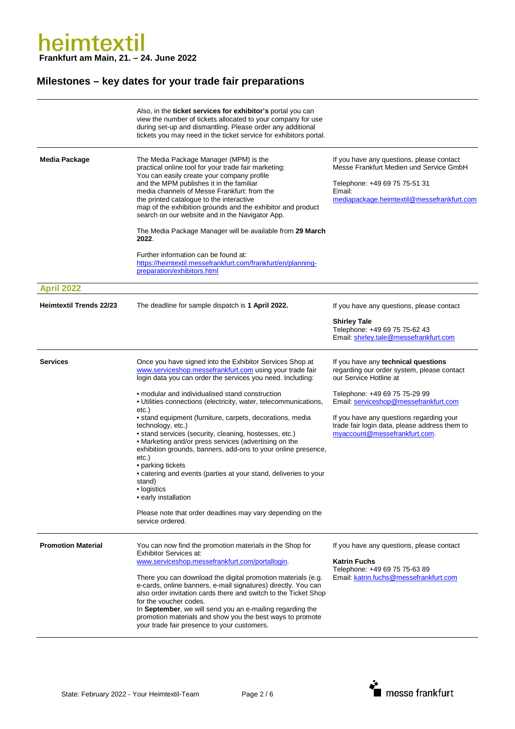## Milestones – key dates for your trade fair preparations

| | | |
|---|---|---|
| | Also, in the **ticket services for exhibitor's** portal you can view the number of tickets allocated to your company for use during set-up and dismantling. Please order any additional tickets you may need in the ticket service for exhibitors portal. | |
| **Media Package** | The Media Package Manager (MPM) is the practical online tool for your trade fair marketing: You can easily create your company profile and the MPM publishes it in the familiar media channels of Messe Frankfurt: from the the printed catalogue to the interactive map of the exhibition grounds and the exhibitor and product search on our website and in the Navigator App.<br><br>The Media Package Manager will be available from **29 March 2022**.<br><br>Further information can be found at: https://heimtextil.messefrankfurt.com/frankfurt/en/planning-preparation/exhibitors.html | If you have any questions, please contact Messe Frankfurt Medien und Service GmbH<br><br>Telephone: +49 69 75 75-51 31<br>Email: mediapackage.heimtextil@messefrankfurt.com |

### April 2022

| | | |
|---|---|---|
| **Heimtextil Trends 22/23** | The deadline for sample dispatch is **1 April 2022.** | If you have any questions, please contact<br><br>**Shirley Tale**<br>Telephone: +49 69 75 75-62 43<br>Email: shirley.tale@messefrankfurt.com |
| **Services** | Once you have signed into the Exhibitor Services Shop at www.serviceshop.messefrankfurt.com using your trade fair login data you can order the services you need. Including:<br><br>• modular and individualised stand construction<br>• Utilities connections (electricity, water, telecommunications, etc.)<br>• stand equipment (furniture, carpets, decorations, media technology, etc.)<br>• stand services (security, cleaning, hostesses, etc.)<br>• Marketing and/or press services (advertising on the exhibition grounds, banners, add-ons to your online presence, etc.)<br>• parking tickets<br>• catering and events (parties at your stand, deliveries to your stand)<br>• logistics<br>• early installation<br><br>Please note that order deadlines may vary depending on the service ordered. | If you have any **technical questions** regarding our order system, please contact our Service Hotline at<br><br>Telephone: +49 69 75 75-29 99<br>Email: serviceshop@messefrankfurt.com<br><br>If you have any questions regarding your trade fair login data, please address them to myaccount@messefrankfurt.com. |
| **Promotion Material** | You can now find the promotion materials in the Shop for Exhibitor Services at: www.serviceshop.messefrankfurt.com/portallogin.<br><br>There you can download the digital promotion materials (e.g. e-cards, online banners, e-mail signatures) directly. You can also order invitation cards there and switch to the Ticket Shop for the voucher codes.<br>In **September**, we will send you an e-mailing regarding the promotion materials and show you the best ways to promote your trade fair presence to your customers. | If you have any questions, please contact<br><br>**Katrin Fuchs**<br>Telephone: +49 69 75 75-63 89<br>Email: katrin.fuchs@messefrankfurt.com |

State: February 2022 - Your Heimtextil-Team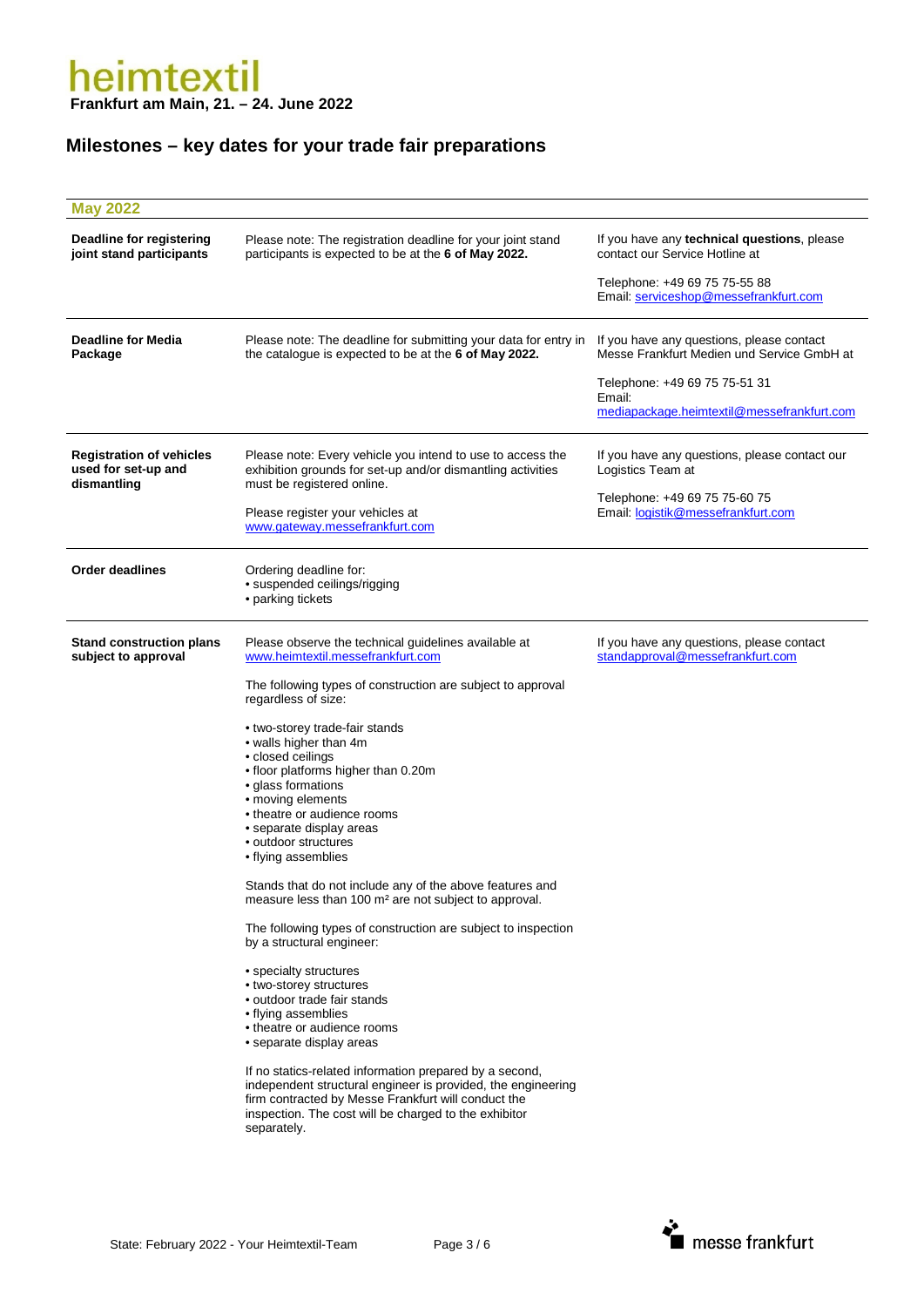# heimtextil

**Frankfurt am Main, 21. – 24. June 2022**

## Milestones – key dates for your trade fair preparations

| May 2022 | | |
|---|---|---|
| **Deadline for registering joint stand participants** | Please note: The registration deadline for your joint stand participants is expected to be at the **6 of May 2022.** | If you have any **technical questions**, please contact our Service Hotline at<br><br>Telephone: +49 69 75 75-55 88<br>Email: serviceshop@messefrankfurt.com |
| **Deadline for Media Package** | Please note: The deadline for submitting your data for entry in the catalogue is expected to be at the **6 of May 2022.** | If you have any questions, please contact Messe Frankfurt Medien und Service GmbH at<br><br>Telephone: +49 69 75 75-51 31<br>Email: mediapackage.heimtextil@messefrankfurt.com |
| **Registration of vehicles used for set-up and dismantling** | Please note: Every vehicle you intend to use to access the exhibition grounds for set-up and/or dismantling activities must be registered online.<br><br>Please register your vehicles at www.gateway.messefrankfurt.com | If you have any questions, please contact our Logistics Team at<br><br>Telephone: +49 69 75 75-60 75<br>Email: logistik@messefrankfurt.com |
| **Order deadlines** | Ordering deadline for:<br>• suspended ceilings/rigging<br>• parking tickets | |
| **Stand construction plans subject to approval** | Please observe the technical guidelines available at www.heimtextil.messefrankfurt.com<br><br>The following types of construction are subject to approval regardless of size:<br><br>• two-storey trade-fair stands<br>• walls higher than 4m<br>• closed ceilings<br>• floor platforms higher than 0.20m<br>• glass formations<br>• moving elements<br>• theatre or audience rooms<br>• separate display areas<br>• outdoor structures<br>• flying assemblies<br><br>Stands that do not include any of the above features and measure less than 100 m² are not subject to approval.<br><br>The following types of construction are subject to inspection by a structural engineer:<br><br>• specialty structures<br>• two-storey structures<br>• outdoor trade fair stands<br>• flying assemblies<br>• theatre or audience rooms<br>• separate display areas<br><br>If no statics-related information prepared by a second, independent structural engineer is provided, the engineering firm contracted by Messe Frankfurt will conduct the inspection. The cost will be charged to the exhibitor separately. | If you have any questions, please contact standapproval@messefrankfurt.com |

State: February 2022 - Your Heimtextil-Team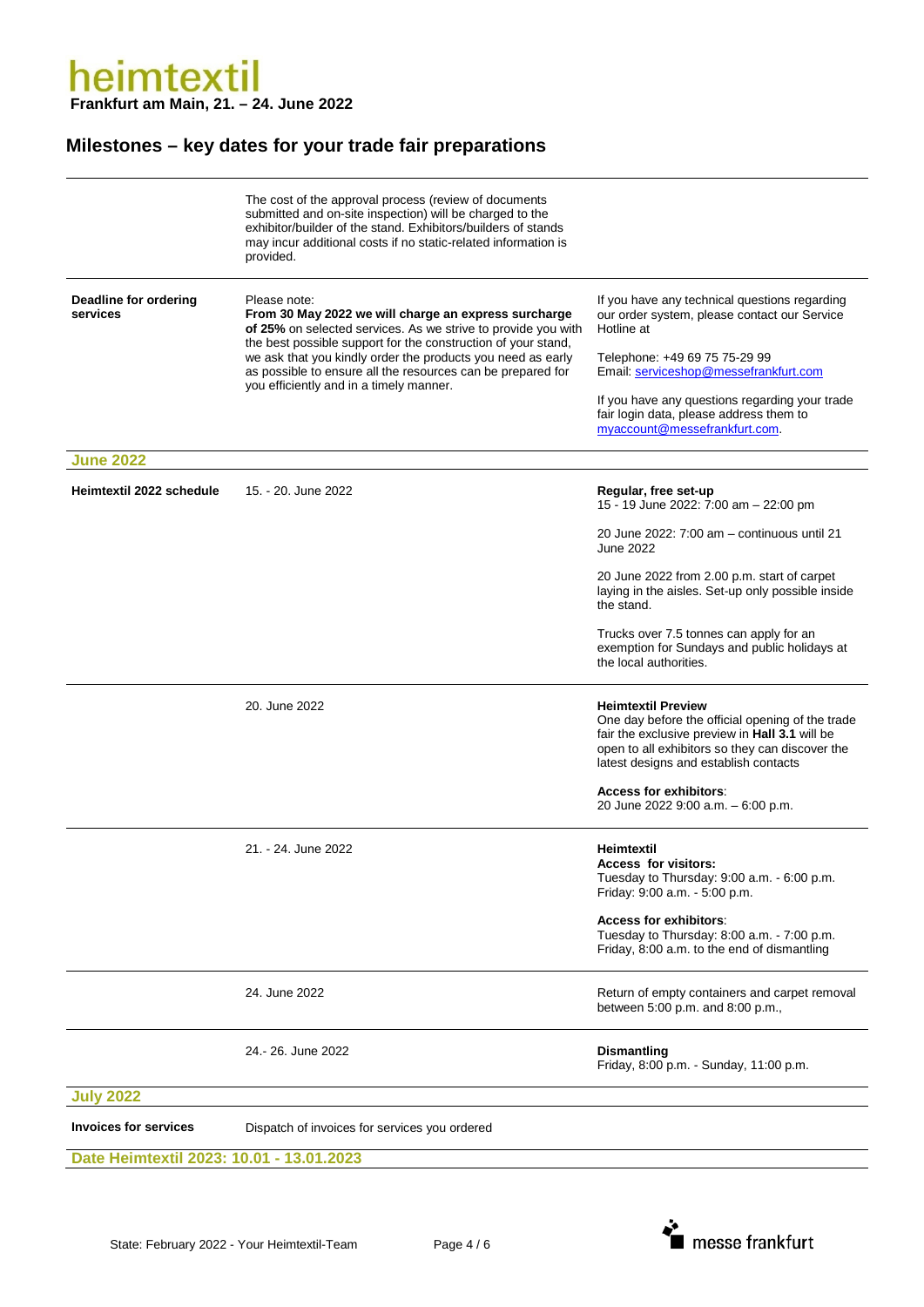# heimtextil

**Frankfurt am Main, 21. – 24. June 2022**

## Milestones – key dates for your trade fair preparations

| | | |
|---|---|---|
| | The cost of the approval process (review of documents submitted and on-site inspection) will be charged to the exhibitor/builder of the stand. Exhibitors/builders of stands may incur additional costs if no static-related information is provided. | |
| **Deadline for ordering services** | Please note:<br>**From 30 May 2022 we will charge an express surcharge of 25%** on selected services. As we strive to provide you with the best possible support for the construction of your stand, we ask that you kindly order the products you need as early as possible to ensure all the resources can be prepared for you efficiently and in a timely manner. | If you have any technical questions regarding our order system, please contact our Service Hotline at<br><br>Telephone: +49 69 75 75-29 99<br>Email: serviceshop@messefrankfurt.com<br><br>If you have any questions regarding your trade fair login data, please address them to myaccount@messefrankfurt.com. |
| **June 2022** | | |
| **Heimtextil 2022 schedule** | 15. - 20. June 2022 | **Regular, free set-up**<br>15 - 19 June 2022: 7:00 am – 22:00 pm<br><br>20 June 2022: 7:00 am – continuous until 21 June 2022<br><br>20 June 2022 from 2.00 p.m. start of carpet laying in the aisles. Set-up only possible inside the stand.<br><br>Trucks over 7.5 tonnes can apply for an exemption for Sundays and public holidays at the local authorities. |
| | 20. June 2022 | **Heimtextil Preview**<br>One day before the official opening of the trade fair the exclusive preview in **Hall 3.1** will be open to all exhibitors so they can discover the latest designs and establish contacts<br><br>**Access for exhibitors**:<br>20 June 2022 9:00 a.m. – 6:00 p.m. |
| | 21. - 24. June 2022 | **Heimtextil**<br>**Access for visitors:**<br>Tuesday to Thursday: 9:00 a.m. - 6:00 p.m.<br>Friday: 9:00 a.m. - 5:00 p.m.<br><br>**Access for exhibitors**:<br>Tuesday to Thursday: 8:00 a.m. - 7:00 p.m.<br>Friday, 8:00 a.m. to the end of dismantling |
| | 24. June 2022 | Return of empty containers and carpet removal between 5:00 p.m. and 8:00 p.m., |
| | 24.- 26. June 2022 | **Dismantling**<br>Friday, 8:00 p.m. - Sunday, 11:00 p.m. |
| **July 2022** | | |
| **Invoices for services** | Dispatch of invoices for services you ordered | |

**Date Heimtextil 2023: 10.01 - 13.01.2023**

State: February 2022 - Your Heimtextil-Team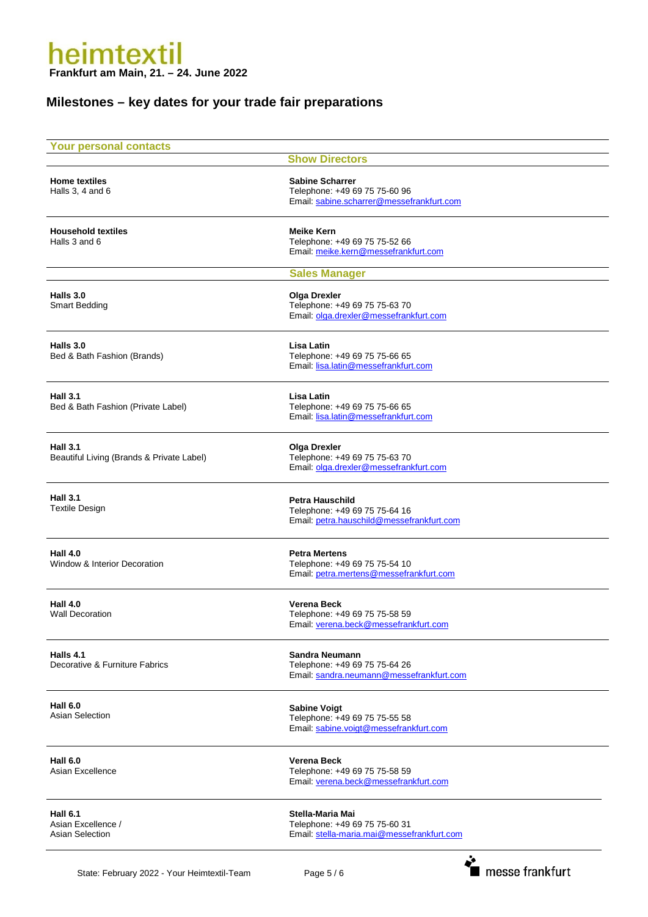# heimtextil

**Frankfurt am Main, 21. – 24. June 2022**

## Milestones – key dates for your trade fair preparations

| Your personal contacts | |
|---|---|
| | **Show Directors** |
| **Home textiles**<br>Halls 3, 4 and 6 | **Sabine Scharrer**<br>Telephone: +49 69 75 75-60 96<br>Email: sabine.scharrer@messefrankfurt.com |
| **Household textiles**<br>Halls 3 and 6 | **Meike Kern**<br>Telephone: +49 69 75 75-52 66<br>Email: meike.kern@messefrankfurt.com |
| | **Sales Manager** |
| **Halls 3.0**<br>Smart Bedding | **Olga Drexler**<br>Telephone: +49 69 75 75-63 70<br>Email: olga.drexler@messefrankfurt.com |
| **Halls 3.0**<br>Bed & Bath Fashion (Brands) | **Lisa Latin**<br>Telephone: +49 69 75 75-66 65<br>Email: lisa.latin@messefrankfurt.com |
| **Hall 3.1**<br>Bed & Bath Fashion (Private Label) | **Lisa Latin**<br>Telephone: +49 69 75 75-66 65<br>Email: lisa.latin@messefrankfurt.com |
| **Hall 3.1**<br>Beautiful Living (Brands & Private Label) | **Olga Drexler**<br>Telephone: +49 69 75 75-63 70<br>Email: olga.drexler@messefrankfurt.com |
| **Hall 3.1**<br>Textile Design | **Petra Hauschild**<br>Telephone: +49 69 75 75-64 16<br>Email: petra.hauschild@messefrankfurt.com |
| **Hall 4.0**<br>Window & Interior Decoration | **Petra Mertens**<br>Telephone: +49 69 75 75-54 10<br>Email: petra.mertens@messefrankfurt.com |
| **Hall 4.0**<br>Wall Decoration | **Verena Beck**<br>Telephone: +49 69 75 75-58 59<br>Email: verena.beck@messefrankfurt.com |
| **Halls 4.1**<br>Decorative & Furniture Fabrics | **Sandra Neumann**<br>Telephone: +49 69 75 75-64 26<br>Email: sandra.neumann@messefrankfurt.com |
| **Hall 6.0**<br>Asian Selection | **Sabine Voigt**<br>Telephone: +49 69 75 75-55 58<br>Email: sabine.voigt@messefrankfurt.com |
| **Hall 6.0**<br>Asian Excellence | **Verena Beck**<br>Telephone: +49 69 75 75-58 59<br>Email: verena.beck@messefrankfurt.com |
| **Hall 6.1**<br>Asian Excellence /<br>Asian Selection | **Stella-Maria Mai**<br>Telephone: +49 69 75 75-60 31<br>Email: stella-maria.mai@messefrankfurt.com |

State: February 2022 - Your Heimtextil-Team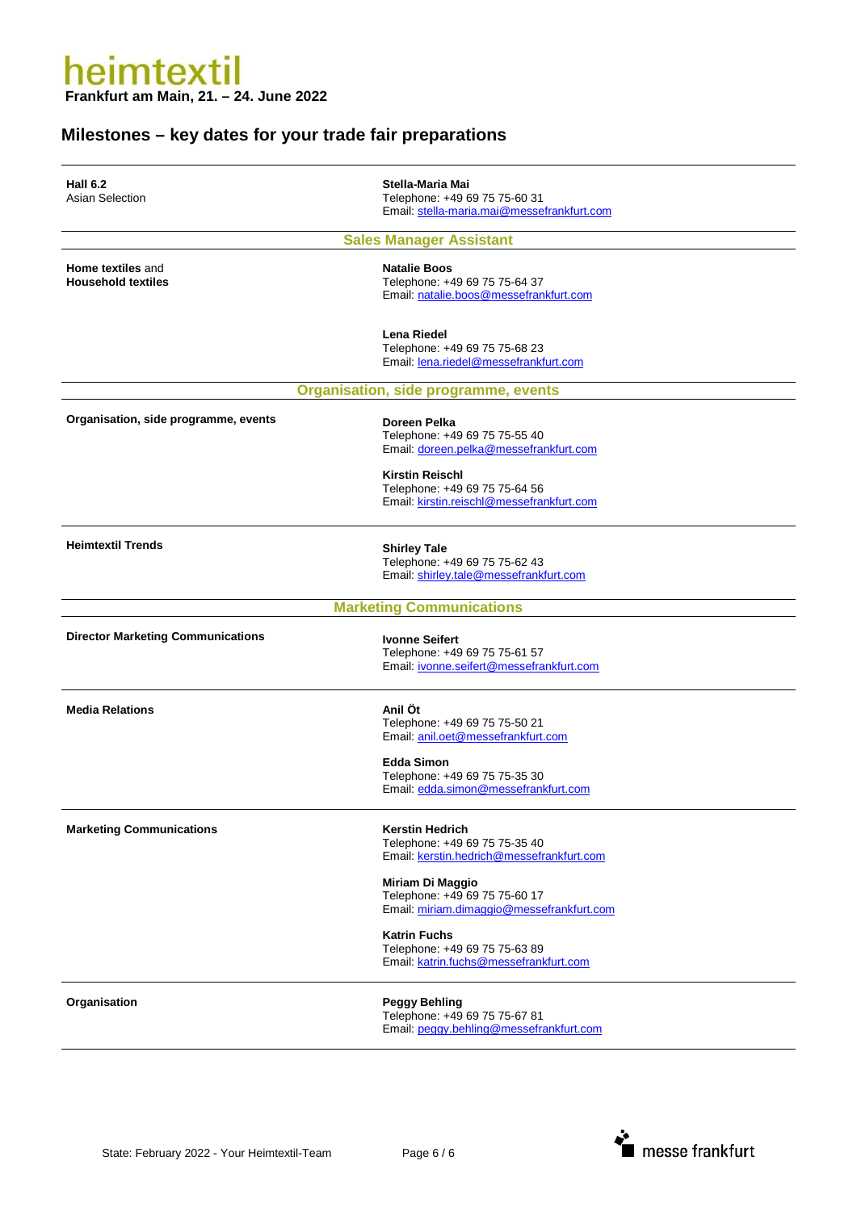# heimtextil

**Frankfurt am Main, 21. – 24. June 2022**

## Milestones – key dates for your trade fair preparations

| | |
|---|---|
| **Hall 6.2**<br>Asian Selection | **Stella-Maria Mai**<br>Telephone: +49 69 75 75-60 31<br>Email: stella-maria.mai@messefrankfurt.com |

### Sales Manager Assistant

| | |
|---|---|
| **Home textiles** and **Household textiles** | **Natalie Boos**<br>Telephone: +49 69 75 75-64 37<br>Email: natalie.boos@messefrankfurt.com<br><br>**Lena Riedel**<br>Telephone: +49 69 75 75-68 23<br>Email: lena.riedel@messefrankfurt.com |

### Organisation, side programme, events

| | |
|---|---|
| **Organisation, side programme, events** | **Doreen Pelka**<br>Telephone: +49 69 75 75-55 40<br>Email: doreen.pelka@messefrankfurt.com<br><br>**Kirstin Reischl**<br>Telephone: +49 69 75 75-64 56<br>Email: kirstin.reischl@messefrankfurt.com |
| **Heimtextil Trends** | **Shirley Tale**<br>Telephone: +49 69 75 75-62 43<br>Email: shirley.tale@messefrankfurt.com |

### Marketing Communications

| | |
|---|---|
| **Director Marketing Communications** | **Ivonne Seifert**<br>Telephone: +49 69 75 75-61 57<br>Email: ivonne.seifert@messefrankfurt.com |
| **Media Relations** | **Anil Öt**<br>Telephone: +49 69 75 75-50 21<br>Email: anil.oet@messefrankfurt.com<br><br>**Edda Simon**<br>Telephone: +49 69 75 75-35 30<br>Email: edda.simon@messefrankfurt.com |
| **Marketing Communications** | **Kerstin Hedrich**<br>Telephone: +49 69 75 75-35 40<br>Email: kerstin.hedrich@messefrankfurt.com<br><br>**Miriam Di Maggio**<br>Telephone: +49 69 75 75-60 17<br>Email: miriam.dimaggio@messefrankfurt.com<br><br>**Katrin Fuchs**<br>Telephone: +49 69 75 75-63 89<br>Email: katrin.fuchs@messefrankfurt.com |
| **Organisation** | **Peggy Behling**<br>Telephone: +49 69 75 75-67 81<br>Email: peggy.behling@messefrankfurt.com |

State: February 2022 - Your Heimtextil-Team